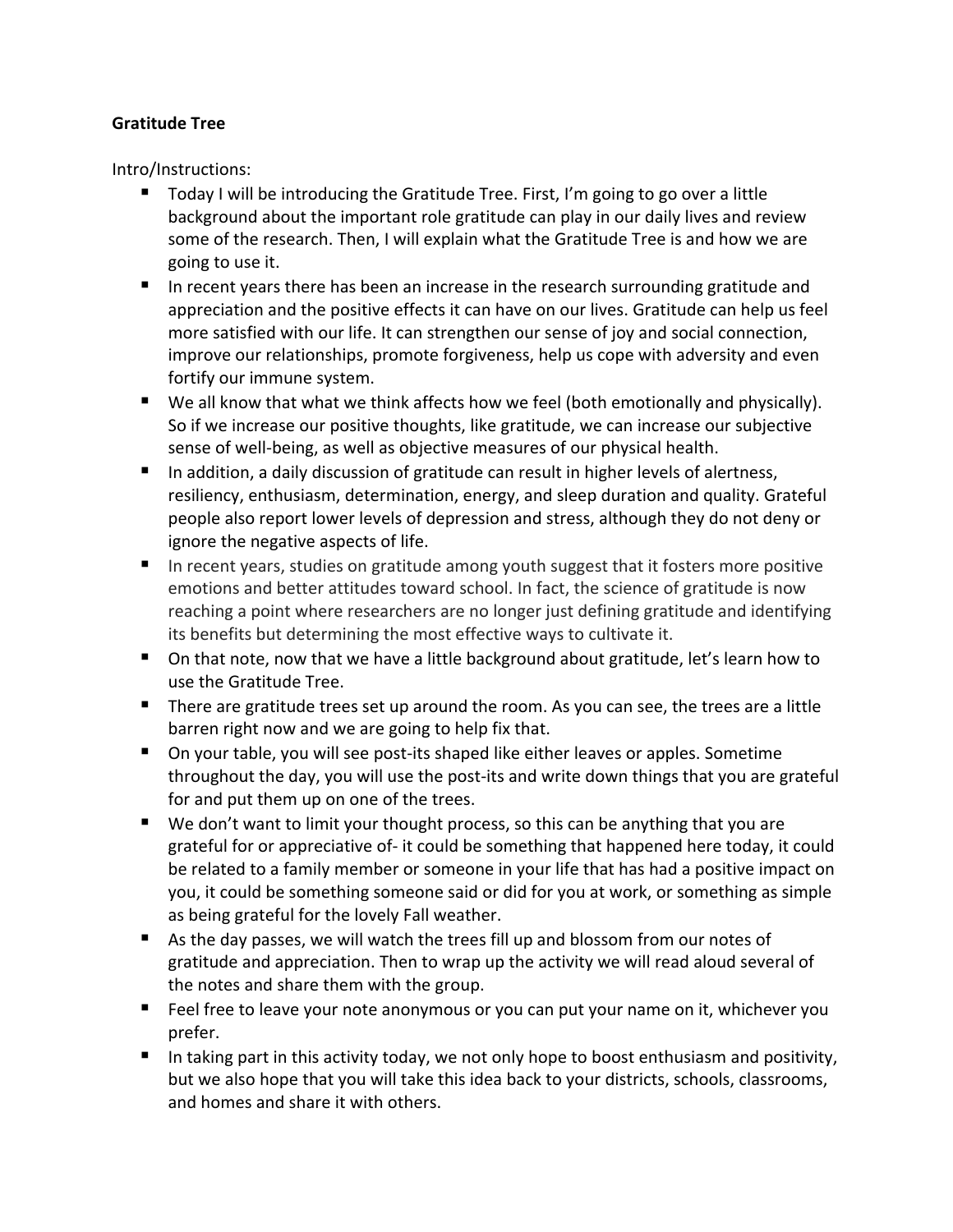**Gratitude Tree**

Intro/Instructions:

- Today I will be introducing the Gratitude Tree. First, I'm going to go over a little background about the important role gratitude can play in our daily lives and review some of the research. Then, I will explain what the Gratitude Tree is and how we are going to use it.
- In recent years there has been an increase in the research surrounding gratitude and appreciation and the positive effects it can have on our lives. Gratitude can help us feel more satisfied with our life. It can strengthen our sense of joy and social connection, improve our relationships, promote forgiveness, help us cope with adversity and even fortify our immune system.
- We all know that what we think affects how we feel (both emotionally and physically). So if we increase our positive thoughts, like gratitude, we can increase our subjective sense of well-being, as well as objective measures of our physical health.
- In addition, a daily discussion of gratitude can result in higher levels of alertness, resiliency, enthusiasm, determination, energy, and sleep duration and quality. Grateful people also report lower levels of depression and stress, although they do not deny or ignore the negative aspects of life.
- In recent years, studies on gratitude among youth suggest that it fosters more positive emotions and better attitudes toward school. In fact, the science of gratitude is now reaching a point where researchers are no longer just defining gratitude and identifying its benefits but determining the most effective ways to cultivate it.
- On that note, now that we have a little background about gratitude, let's learn how to use the Gratitude Tree.
- There are gratitude trees set up around the room. As you can see, the trees are a little barren right now and we are going to help fix that.
- On your table, you will see post-its shaped like either leaves or apples. Sometime throughout the day, you will use the post-its and write down things that you are grateful for and put them up on one of the trees.
- We don't want to limit your thought process, so this can be anything that you are grateful for or appreciative of- it could be something that happened here today, it could be related to a family member or someone in your life that has had a positive impact on you, it could be something someone said or did for you at work, or something as simple as being grateful for the lovely Fall weather.
- As the day passes, we will watch the trees fill up and blossom from our notes of gratitude and appreciation. Then to wrap up the activity we will read aloud several of the notes and share them with the group.
- Feel free to leave your note anonymous or you can put your name on it, whichever you prefer.
- In taking part in this activity today, we not only hope to boost enthusiasm and positivity, but we also hope that you will take this idea back to your districts, schools, classrooms, and homes and share it with others.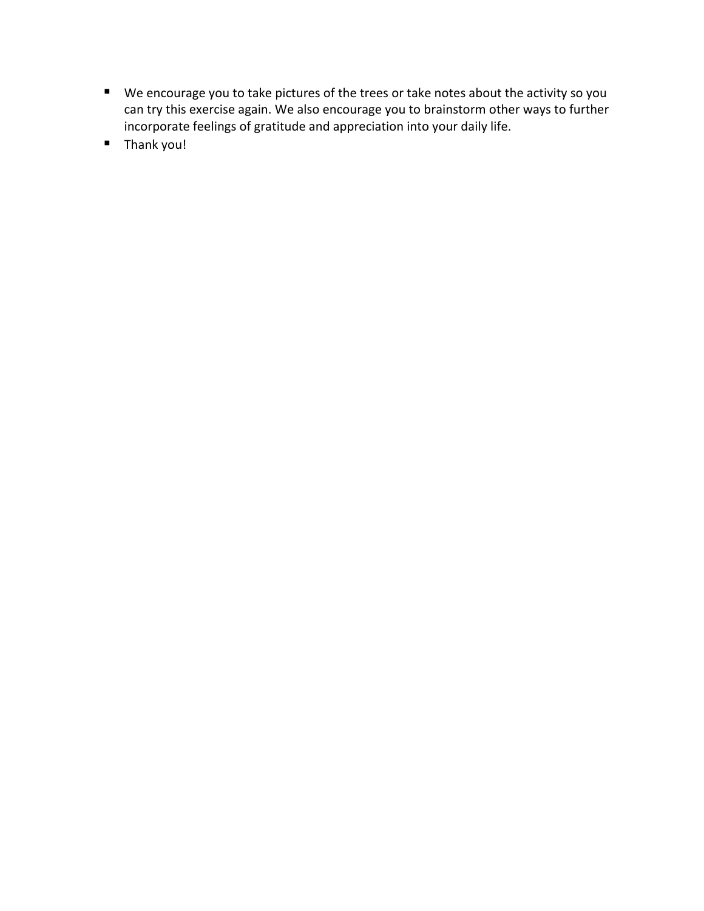- We encourage you to take pictures of the trees or take notes about the activity so you can try this exercise again. We also encourage you to brainstorm other ways to further incorporate feelings of gratitude and appreciation into your daily life.
- Thank you!